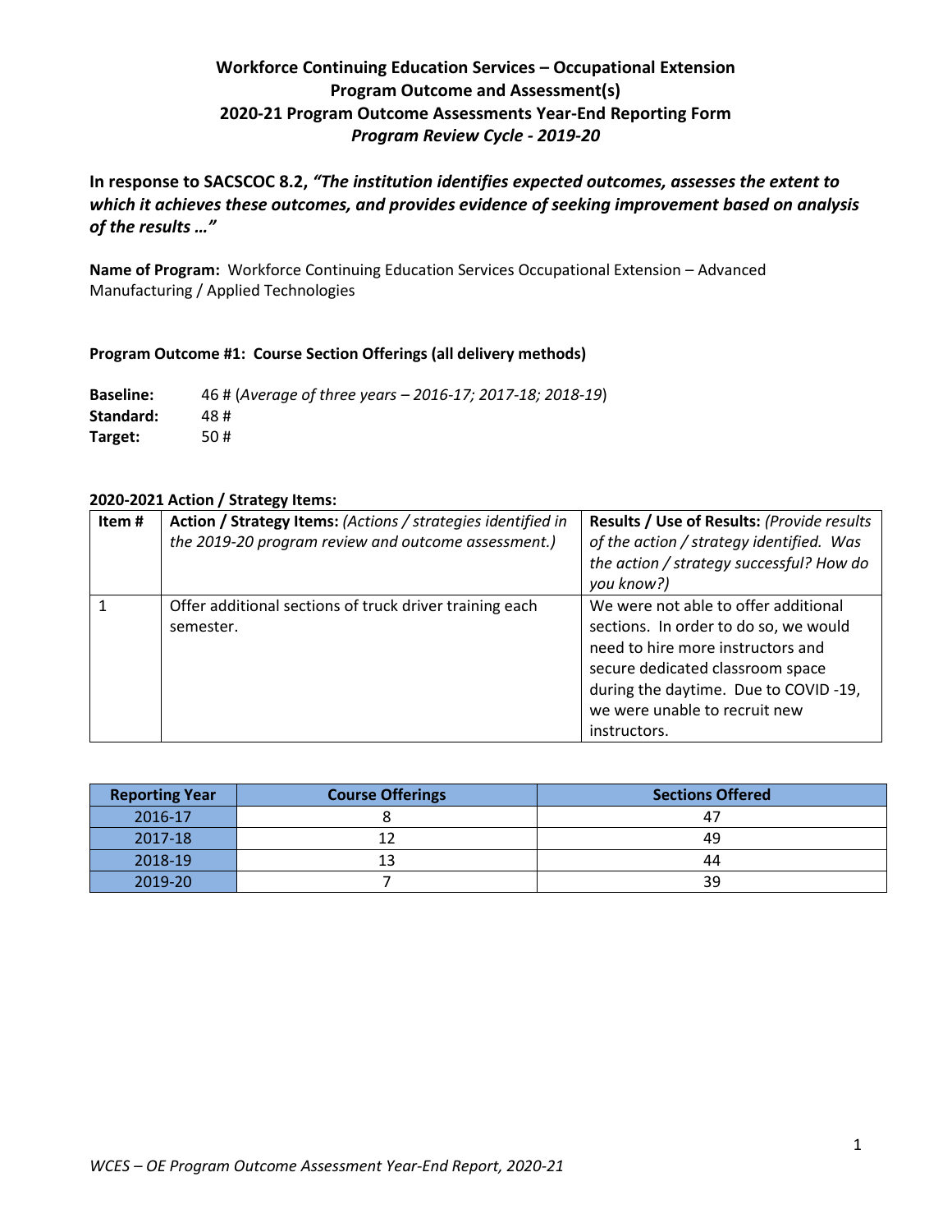# Workforce Continuing Education Services – Occupational Extension
## Program Outcome and Assessment(s)
## 2020-21 Program Outcome Assessments Year-End Reporting Form
### *Program Review Cycle - 2019-20*

**In response to SACSCOC 8.2, *"The institution identifies expected outcomes, assesses the extent to which it achieves these outcomes, and provides evidence of seeking improvement based on analysis of the results …"***

**Name of Program:** Workforce Continuing Education Services Occupational Extension – Advanced Manufacturing / Applied Technologies

**Program Outcome #1: Course Section Offerings (all delivery methods)**

**Baseline:** 46 # (*Average of three years – 2016-17; 2017-18; 2018-19*)
**Standard:** 48 #
**Target:** 50 #

**2020-2021 Action / Strategy Items:**

| Item # | Action / Strategy Items: *(Actions / strategies identified in the 2019-20 program review and outcome assessment.)* | Results / Use of Results: *(Provide results of the action / strategy identified. Was the action / strategy successful? How do you know?)* |
|---|---|---|
| 1 | Offer additional sections of truck driver training each semester. | We were not able to offer additional sections. In order to do so, we would need to hire more instructors and secure dedicated classroom space during the daytime. Due to COVID -19, we were unable to recruit new instructors. |

| Reporting Year | Course Offerings | Sections Offered |
|---|---|---|
| 2016-17 | 8 | 47 |
| 2017-18 | 12 | 49 |
| 2018-19 | 13 | 44 |
| 2019-20 | 7 | 39 |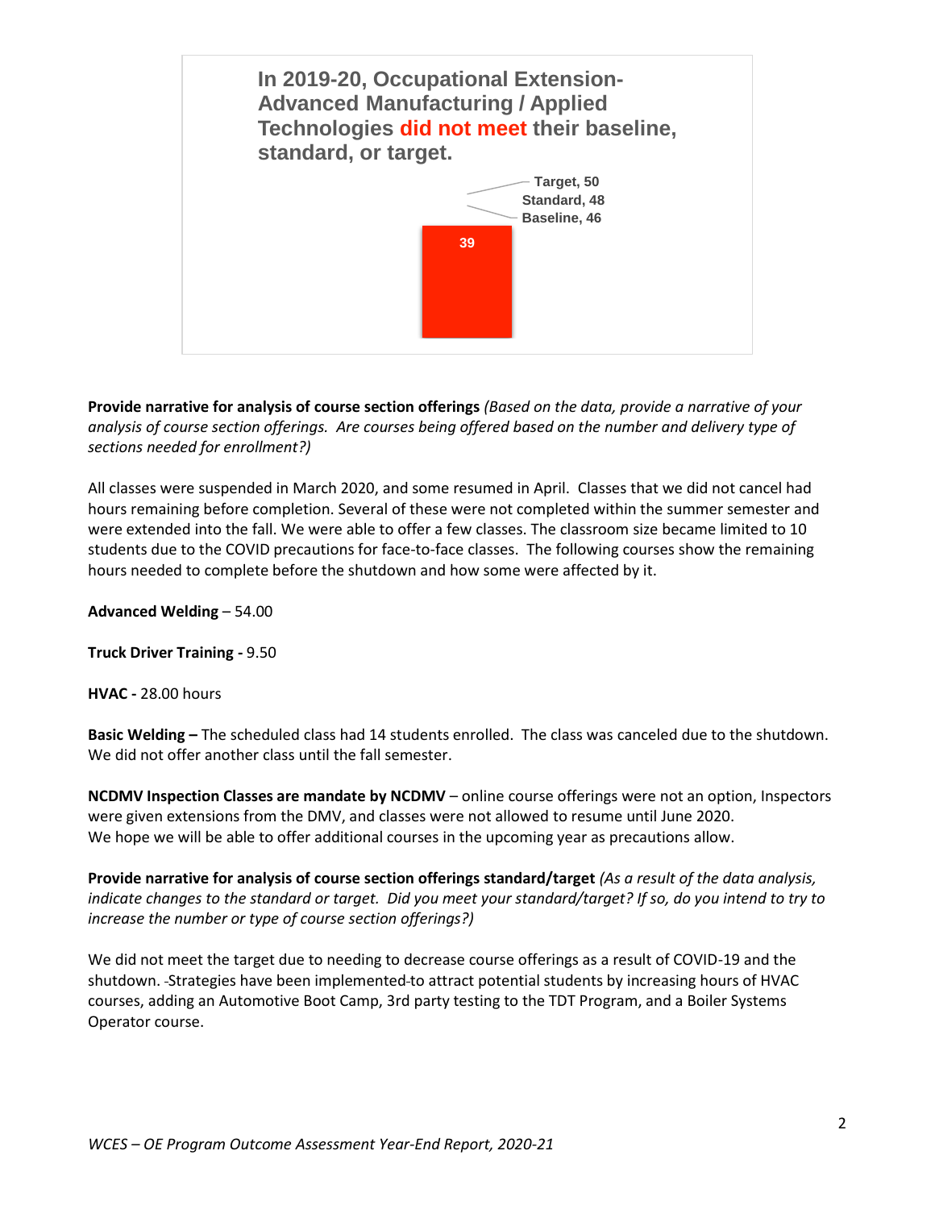**In 2019-20, Occupational Extension-Advanced Manufacturing / Applied Technologies did not meet their baseline, standard, or target.**

Target, 50
Standard, 48
Baseline, 46
39

**Provide narrative for analysis of course section offerings** *(Based on the data, provide a narrative of your analysis of course section offerings. Are courses being offered based on the number and delivery type of sections needed for enrollment?)*

All classes were suspended in March 2020, and some resumed in April. Classes that we did not cancel had hours remaining before completion. Several of these were not completed within the summer semester and were extended into the fall. We were able to offer a few classes. The classroom size became limited to 10 students due to the COVID precautions for face-to-face classes. The following courses show the remaining hours needed to complete before the shutdown and how some were affected by it.

**Advanced Welding** – 54.00

**Truck Driver Training -** 9.50

**HVAC -** 28.00 hours

**Basic Welding –** The scheduled class had 14 students enrolled. The class was canceled due to the shutdown. We did not offer another class until the fall semester.

**NCDMV Inspection Classes are mandate by NCDMV** – online course offerings were not an option, Inspectors were given extensions from the DMV, and classes were not allowed to resume until June 2020. We hope we will be able to offer additional courses in the upcoming year as precautions allow.

**Provide narrative for analysis of course section offerings standard/target** *(As a result of the data analysis, indicate changes to the standard or target. Did you meet your standard/target? If so, do you intend to try to increase the number or type of course section offerings?)*

We did not meet the target due to needing to decrease course offerings as a result of COVID-19 and the shutdown. Strategies have been implemented to attract potential students by increasing hours of HVAC courses, adding an Automotive Boot Camp, 3rd party testing to the TDT Program, and a Boiler Systems Operator course.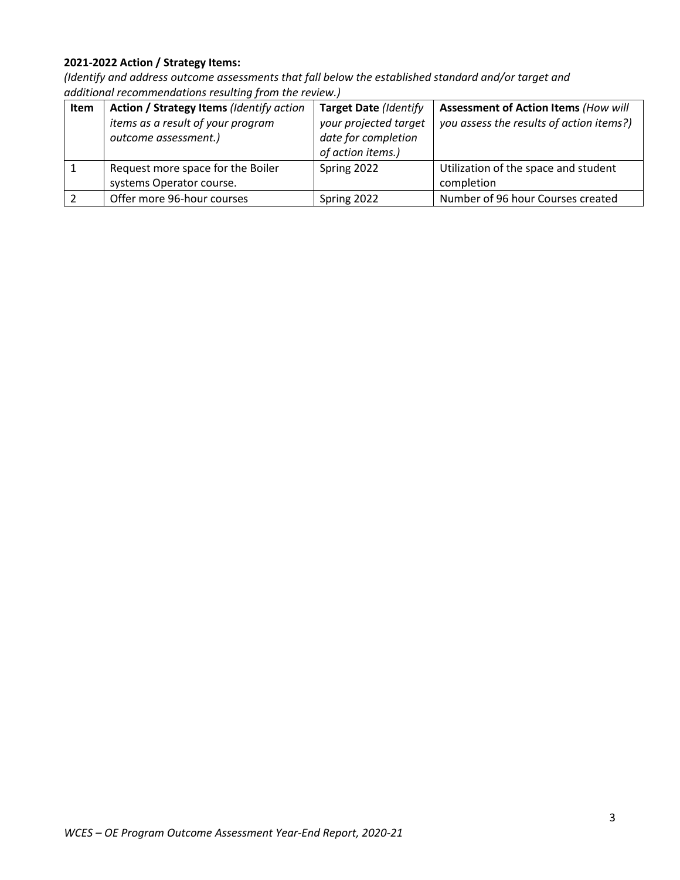**2021-2022 Action / Strategy Items:**

*(Identify and address outcome assessments that fall below the established standard and/or target and additional recommendations resulting from the review.)*

| Item | **Action / Strategy Items** *(Identify action items as a result of your program outcome assessment.)* | **Target Date** *(Identify your projected target date for completion of action items.)* | **Assessment of Action Items** *(How will you assess the results of action items?)* |
|---|---|---|---|
| 1 | Request more space for the Boiler systems Operator course. | Spring 2022 | Utilization of the space and student completion |
| 2 | Offer more 96-hour courses | Spring 2022 | Number of 96 hour Courses created |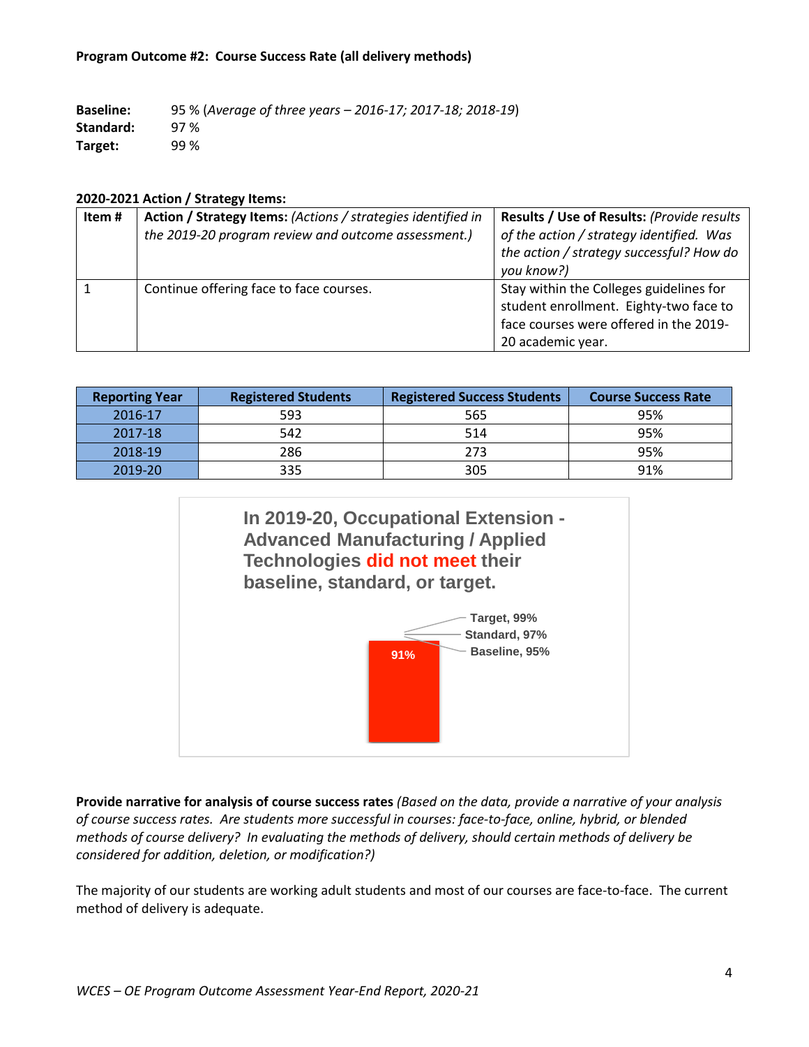**Program Outcome #2: Course Success Rate (all delivery methods)**

**Baseline:** 95 % (*Average of three years – 2016-17; 2017-18; 2018-19*)
**Standard:** 97 %
**Target:** 99 %

**2020-2021 Action / Strategy Items:**

| Item # | **Action / Strategy Items:** *(Actions / strategies identified in the 2019-20 program review and outcome assessment.)* | **Results / Use of Results:** *(Provide results of the action / strategy identified. Was the action / strategy successful? How do you know?)* |
|---|---|---|
| 1 | Continue offering face to face courses. | Stay within the Colleges guidelines for student enrollment. Eighty-two face to face courses were offered in the 2019-20 academic year. |

| Reporting Year | Registered Students | Registered Success Students | Course Success Rate |
|---|---|---|---|
| 2016-17 | 593 | 565 | 95% |
| 2017-18 | 542 | 514 | 95% |
| 2018-19 | 286 | 273 | 95% |
| 2019-20 | 335 | 305 | 91% |

In 2019-20, Occupational Extension - Advanced Manufacturing / Applied Technologies **did not meet** their baseline, standard, or target.

91% — Target, 99% — Standard, 97% — Baseline, 95%

**Provide narrative for analysis of course success rates** *(Based on the data, provide a narrative of your analysis of course success rates. Are students more successful in courses: face-to-face, online, hybrid, or blended methods of course delivery? In evaluating the methods of delivery, should certain methods of delivery be considered for addition, deletion, or modification?)*

The majority of our students are working adult students and most of our courses are face-to-face. The current method of delivery is adequate.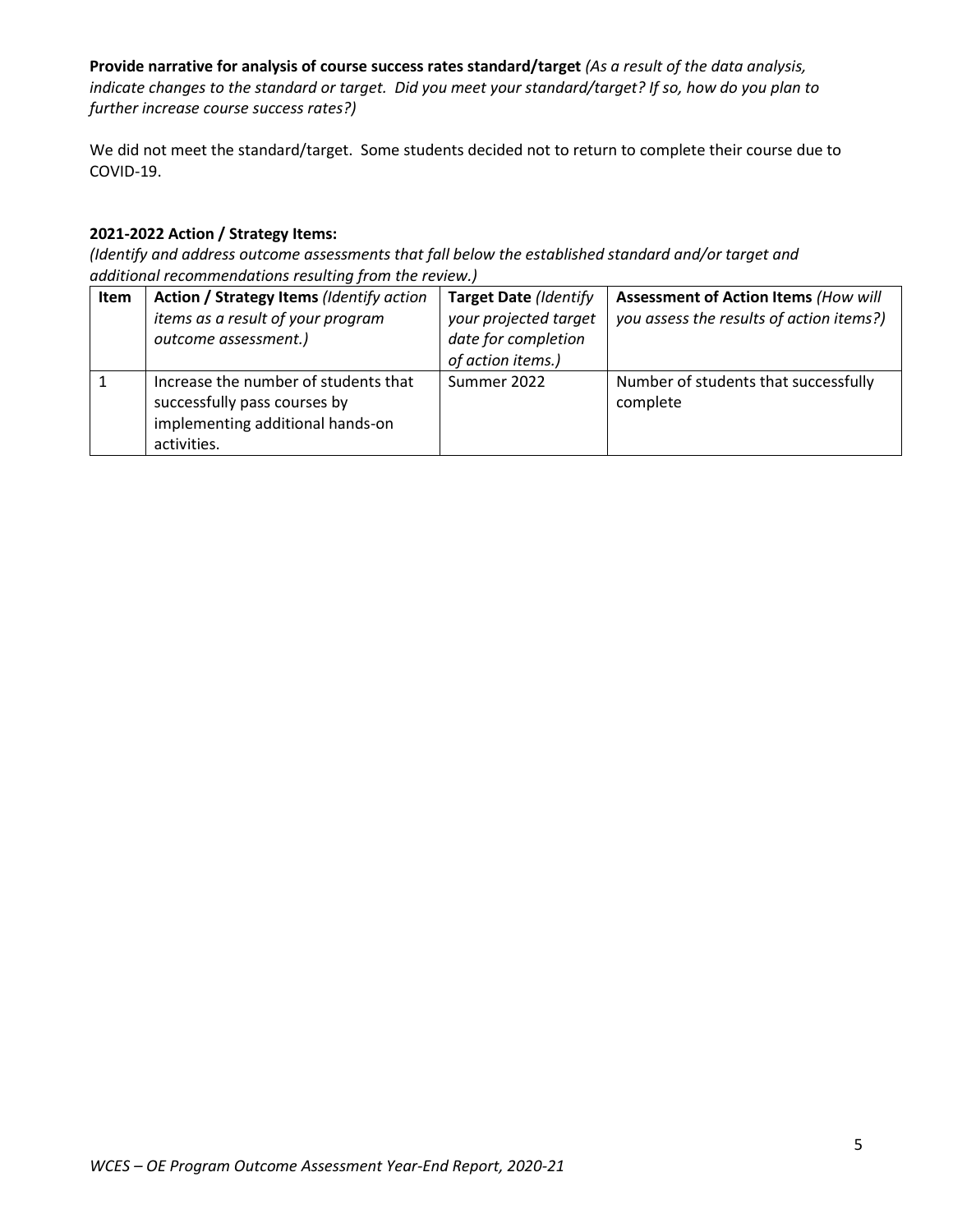**Provide narrative for analysis of course success rates standard/target** *(As a result of the data analysis, indicate changes to the standard or target. Did you meet your standard/target? If so, how do you plan to further increase course success rates?)*

We did not meet the standard/target. Some students decided not to return to complete their course due to COVID-19.

**2021-2022 Action / Strategy Items:**

*(Identify and address outcome assessments that fall below the established standard and/or target and additional recommendations resulting from the review.)*

| **Item** | **Action / Strategy Items** *(Identify action items as a result of your program outcome assessment.)* | **Target Date** *(Identify your projected target date for completion of action items.)* | **Assessment of Action Items** *(How will you assess the results of action items?)* |
|---|---|---|---|
| 1 | Increase the number of students that successfully pass courses by implementing additional hands-on activities. | Summer 2022 | Number of students that successfully complete |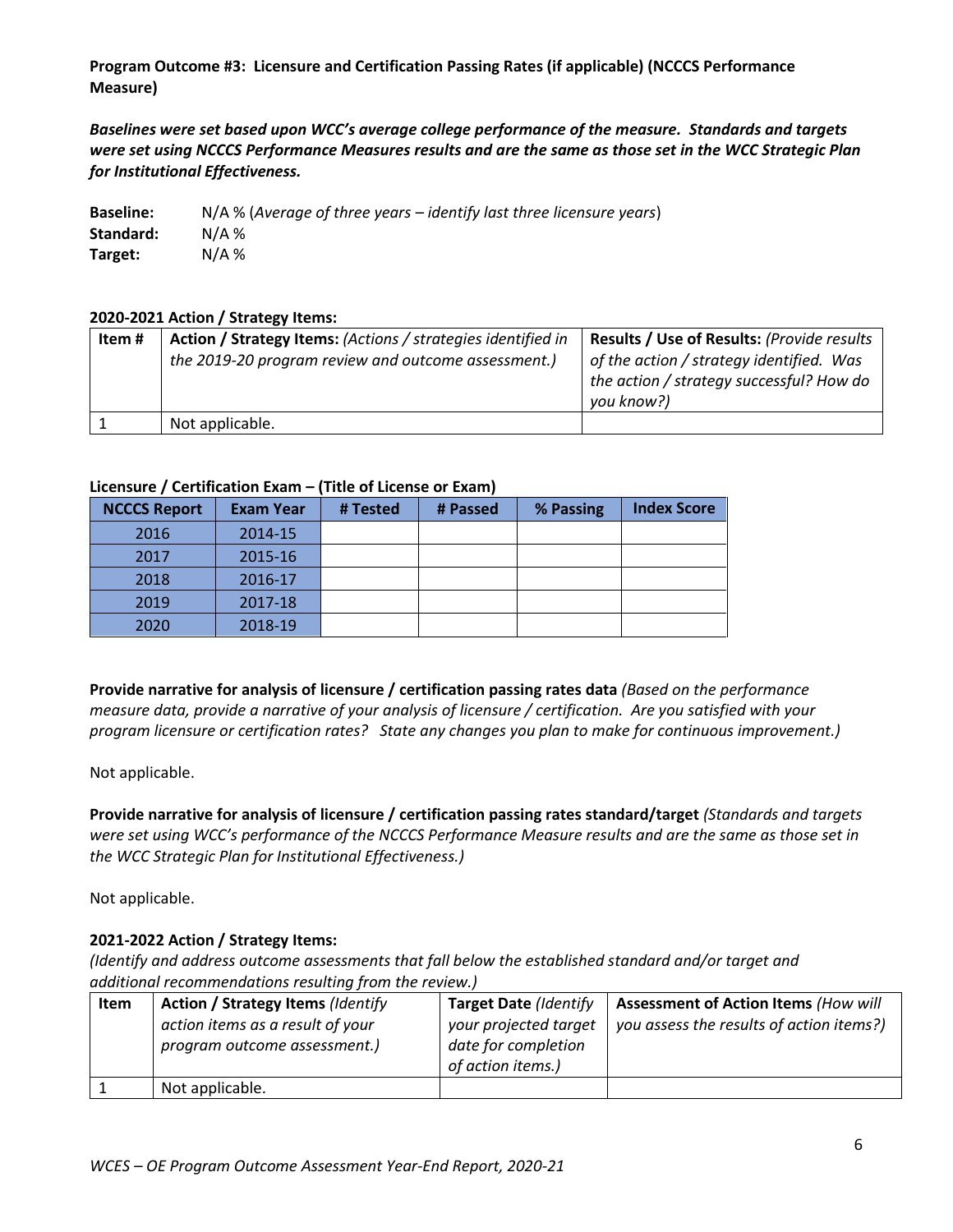**Program Outcome #3: Licensure and Certification Passing Rates (if applicable) (NCCCS Performance Measure)**

***Baselines were set based upon WCC's average college performance of the measure. Standards and targets were set using NCCCS Performance Measures results and are the same as those set in the WCC Strategic Plan for Institutional Effectiveness.***

**Baseline:** N/A % (*Average of three years – identify last three licensure years*)
**Standard:** N/A %
**Target:** N/A %

**2020-2021 Action / Strategy Items:**

| Item # | Action / Strategy Items: *(Actions / strategies identified in the 2019-20 program review and outcome assessment.)* | Results / Use of Results: *(Provide results of the action / strategy identified. Was the action / strategy successful? How do you know?)* |
|---|---|---|
| 1 | Not applicable. | |

**Licensure / Certification Exam – (Title of License or Exam)**

| NCCCS Report | Exam Year | # Tested | # Passed | % Passing | Index Score |
|---|---|---|---|---|---|
| 2016 | 2014-15 | | | | |
| 2017 | 2015-16 | | | | |
| 2018 | 2016-17 | | | | |
| 2019 | 2017-18 | | | | |
| 2020 | 2018-19 | | | | |

**Provide narrative for analysis of licensure / certification passing rates data** *(Based on the performance measure data, provide a narrative of your analysis of licensure / certification. Are you satisfied with your program licensure or certification rates? State any changes you plan to make for continuous improvement.)*

Not applicable.

**Provide narrative for analysis of licensure / certification passing rates standard/target** *(Standards and targets were set using WCC's performance of the NCCCS Performance Measure results and are the same as those set in the WCC Strategic Plan for Institutional Effectiveness.)*

Not applicable.

**2021-2022 Action / Strategy Items:**

*(Identify and address outcome assessments that fall below the established standard and/or target and additional recommendations resulting from the review.)*

| Item | Action / Strategy Items *(Identify action items as a result of your program outcome assessment.)* | Target Date *(Identify your projected target date for completion of action items.)* | Assessment of Action Items *(How will you assess the results of action items?)* |
|---|---|---|---|
| 1 | Not applicable. | | |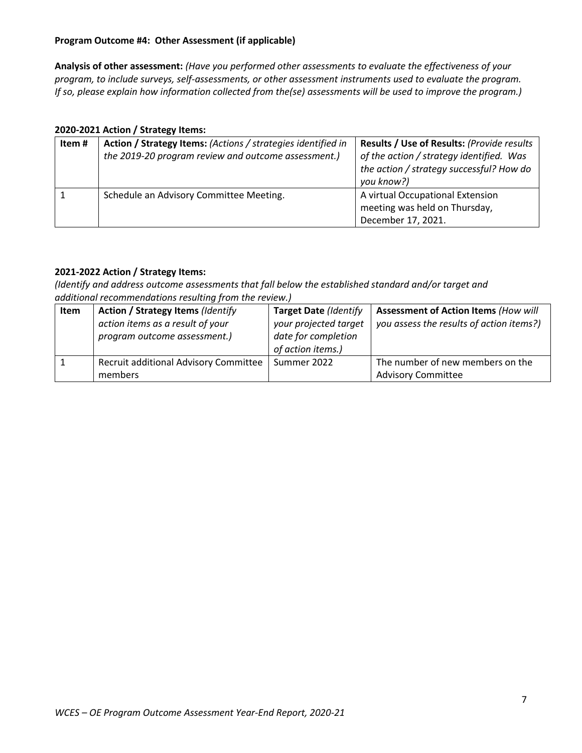**Program Outcome #4: Other Assessment (if applicable)**

**Analysis of other assessment:** *(Have you performed other assessments to evaluate the effectiveness of your program, to include surveys, self-assessments, or other assessment instruments used to evaluate the program. If so, please explain how information collected from the(se) assessments will be used to improve the program.)*

**2020-2021 Action / Strategy Items:**

| Item # | **Action / Strategy Items:** *(Actions / strategies identified in the 2019-20 program review and outcome assessment.)* | **Results / Use of Results:** *(Provide results of the action / strategy identified. Was the action / strategy successful? How do you know?)* |
|---|---|---|
| 1 | Schedule an Advisory Committee Meeting. | A virtual Occupational Extension meeting was held on Thursday, December 17, 2021. |

**2021-2022 Action / Strategy Items:**

*(Identify and address outcome assessments that fall below the established standard and/or target and additional recommendations resulting from the review.)*

| Item | **Action / Strategy Items** *(Identify action items as a result of your program outcome assessment.)* | **Target Date** *(Identify your projected target date for completion of action items.)* | **Assessment of Action Items** *(How will you assess the results of action items?)* |
|---|---|---|---|
| 1 | Recruit additional Advisory Committee members | Summer 2022 | The number of new members on the Advisory Committee |